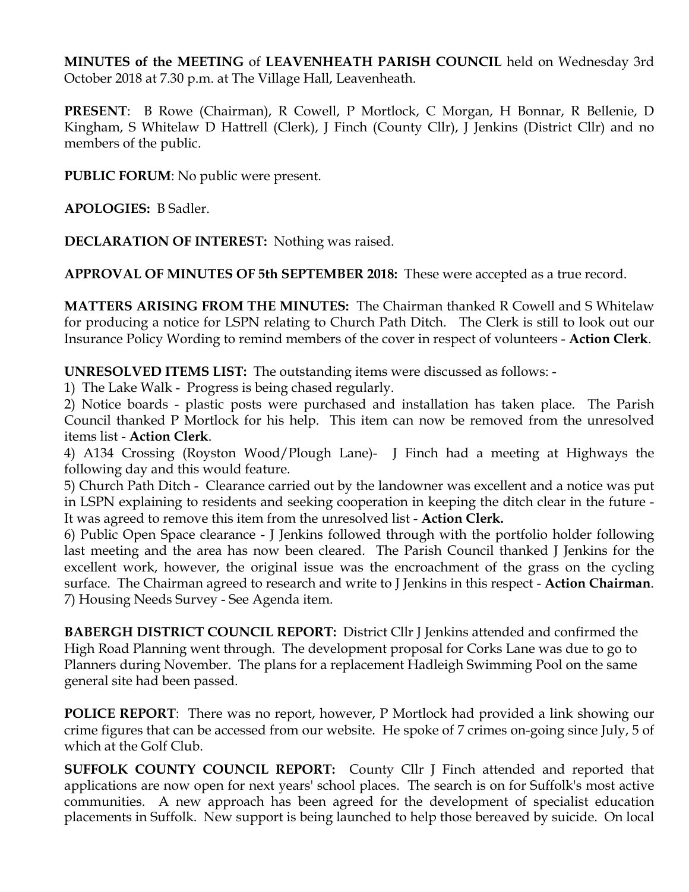**MINUTES of the MEETING** of **LEAVENHEATH PARISH COUNCIL** held on Wednesday 3rd October 2018 at 7.30 p.m. at The Village Hall, Leavenheath.

**PRESENT**: B Rowe (Chairman), R Cowell, P Mortlock, C Morgan, H Bonnar, R Bellenie, D Kingham, S Whitelaw D Hattrell (Clerk), J Finch (County Cllr), J Jenkins (District Cllr) and no members of the public.

**PUBLIC FORUM**: No public were present.

**APOLOGIES:** B Sadler.

**DECLARATION OF INTEREST:** Nothing was raised.

**APPROVAL OF MINUTES OF 5th SEPTEMBER 2018:** These were accepted as a true record.

**MATTERS ARISING FROM THE MINUTES:** The Chairman thanked R Cowell and S Whitelaw for producing a notice for LSPN relating to Church Path Ditch. The Clerk is still to look out our Insurance Policy Wording to remind members of the cover in respect of volunteers - **Action Clerk**.

**UNRESOLVED ITEMS LIST:** The outstanding items were discussed as follows: -

1) The Lake Walk - Progress is being chased regularly.
2) Notice boards - plastic posts were purchased and installation has taken place. The Parish Council thanked P Mortlock for his help. This item can now be removed from the unresolved items list - **Action Clerk**.
4) A134 Crossing (Royston Wood/Plough Lane)- J Finch had a meeting at Highways the following day and this would feature.
5) Church Path Ditch - Clearance carried out by the landowner was excellent and a notice was put in LSPN explaining to residents and seeking cooperation in keeping the ditch clear in the future - It was agreed to remove this item from the unresolved list - **Action Clerk.**
6) Public Open Space clearance - J Jenkins followed through with the portfolio holder following last meeting and the area has now been cleared. The Parish Council thanked J Jenkins for the excellent work, however, the original issue was the encroachment of the grass on the cycling surface. The Chairman agreed to research and write to J Jenkins in this respect - **Action Chairman**.
7) Housing Needs Survey - See Agenda item.

**BABERGH DISTRICT COUNCIL REPORT:** District Cllr J Jenkins attended and confirmed the High Road Planning went through. The development proposal for Corks Lane was due to go to Planners during November. The plans for a replacement Hadleigh Swimming Pool on the same general site had been passed.

**POLICE REPORT**: There was no report, however, P Mortlock had provided a link showing our crime figures that can be accessed from our website. He spoke of 7 crimes on-going since July, 5 of which at the Golf Club.

**SUFFOLK COUNTY COUNCIL REPORT:** County Cllr J Finch attended and reported that applications are now open for next years' school places. The search is on for Suffolk's most active communities. A new approach has been agreed for the development of specialist education placements in Suffolk. New support is being launched to help those bereaved by suicide. On local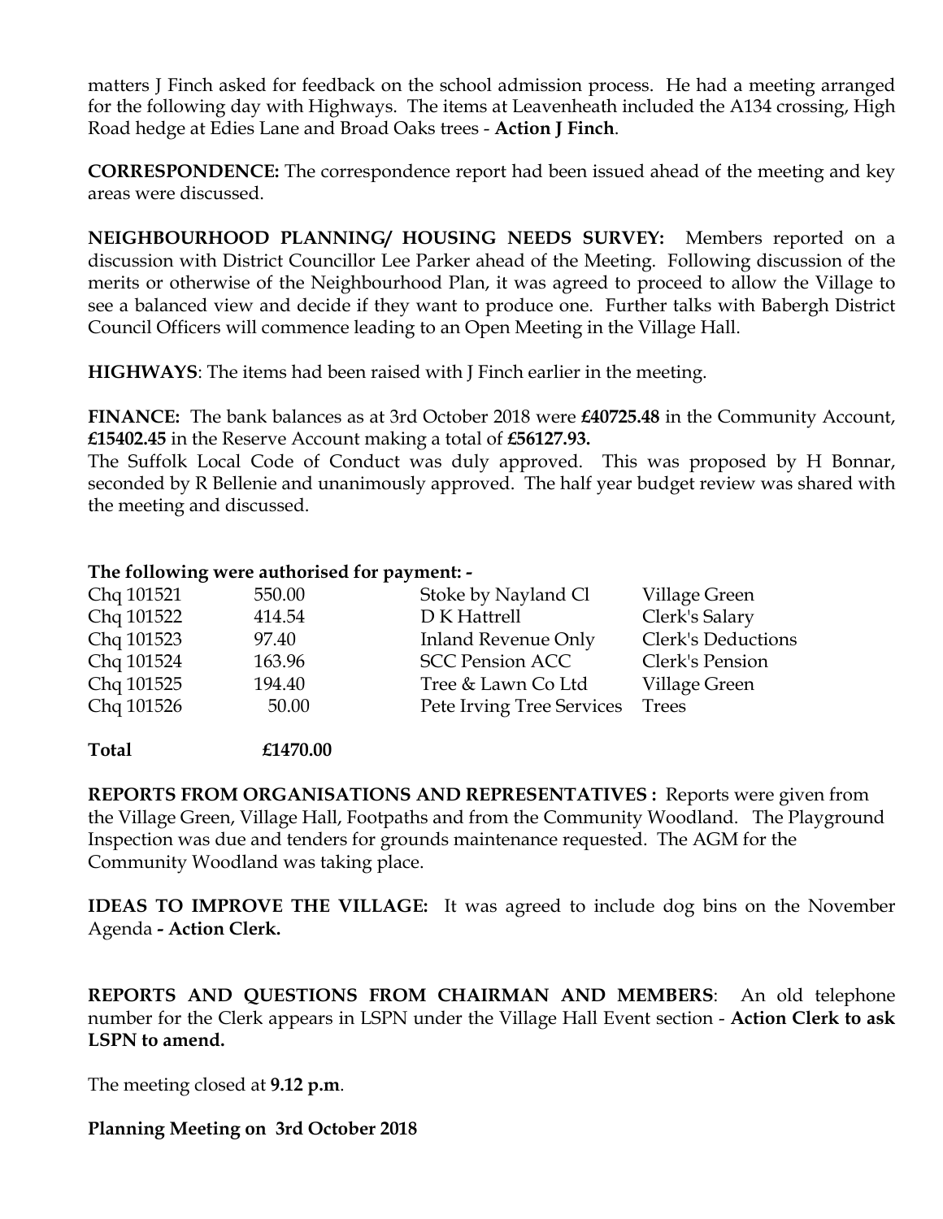matters J Finch asked for feedback on the school admission process. He had a meeting arranged for the following day with Highways. The items at Leavenheath included the A134 crossing, High Road hedge at Edies Lane and Broad Oaks trees - **Action J Finch**.

**CORRESPONDENCE:** The correspondence report had been issued ahead of the meeting and key areas were discussed.

**NEIGHBOURHOOD PLANNING/ HOUSING NEEDS SURVEY:** Members reported on a discussion with District Councillor Lee Parker ahead of the Meeting. Following discussion of the merits or otherwise of the Neighbourhood Plan, it was agreed to proceed to allow the Village to see a balanced view and decide if they want to produce one. Further talks with Babergh District Council Officers will commence leading to an Open Meeting in the Village Hall.

**HIGHWAYS**: The items had been raised with J Finch earlier in the meeting.

**FINANCE:** The bank balances as at 3rd October 2018 were **£40725.48** in the Community Account, **£15402.45** in the Reserve Account making a total of **£56127.93.**

The Suffolk Local Code of Conduct was duly approved. This was proposed by H Bonnar, seconded by R Bellenie and unanimously approved. The half year budget review was shared with the meeting and discussed.

**The following were authorised for payment: -**

| | | | |
|---|---|---|---|
| Chq 101521 | 550.00 | Stoke by Nayland Cl | Village Green |
| Chq 101522 | 414.54 | D K Hattrell | Clerk's Salary |
| Chq 101523 | 97.40 | Inland Revenue Only | Clerk's Deductions |
| Chq 101524 | 163.96 | SCC Pension ACC | Clerk's Pension |
| Chq 101525 | 194.40 | Tree & Lawn Co Ltd | Village Green |
| Chq 101526 | 50.00 | Pete Irving Tree Services | Trees |
| **Total** | **£1470.00** | | |

**REPORTS FROM ORGANISATIONS AND REPRESENTATIVES :** Reports were given from the Village Green, Village Hall, Footpaths and from the Community Woodland. The Playground Inspection was due and tenders for grounds maintenance requested. The AGM for the Community Woodland was taking place.

**IDEAS TO IMPROVE THE VILLAGE:** It was agreed to include dog bins on the November Agenda **- Action Clerk.**

**REPORTS AND QUESTIONS FROM CHAIRMAN AND MEMBERS**: An old telephone number for the Clerk appears in LSPN under the Village Hall Event section - **Action Clerk to ask LSPN to amend.**

The meeting closed at **9.12 p.m**.

**Planning Meeting on 3rd October 2018**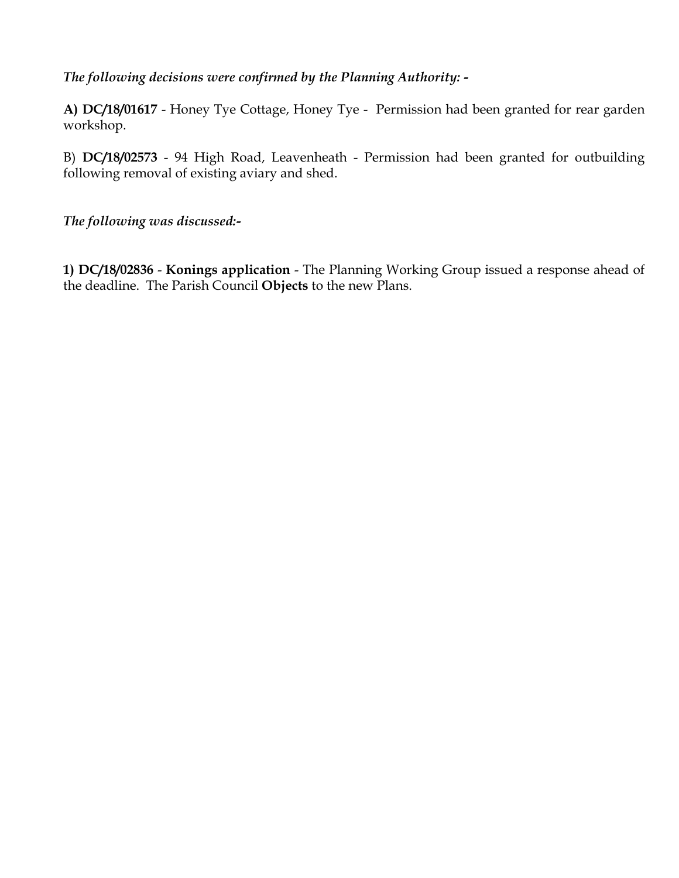*The following decisions were confirmed by the Planning Authority: -*

**A) DC/18/01617** - Honey Tye Cottage, Honey Tye - Permission had been granted for rear garden workshop.

B) **DC/18/02573** - 94 High Road, Leavenheath - Permission had been granted for outbuilding following removal of existing aviary and shed.

*The following was discussed:-*

**1) DC/18/02836** - **Konings application** - The Planning Working Group issued a response ahead of the deadline. The Parish Council **Objects** to the new Plans.